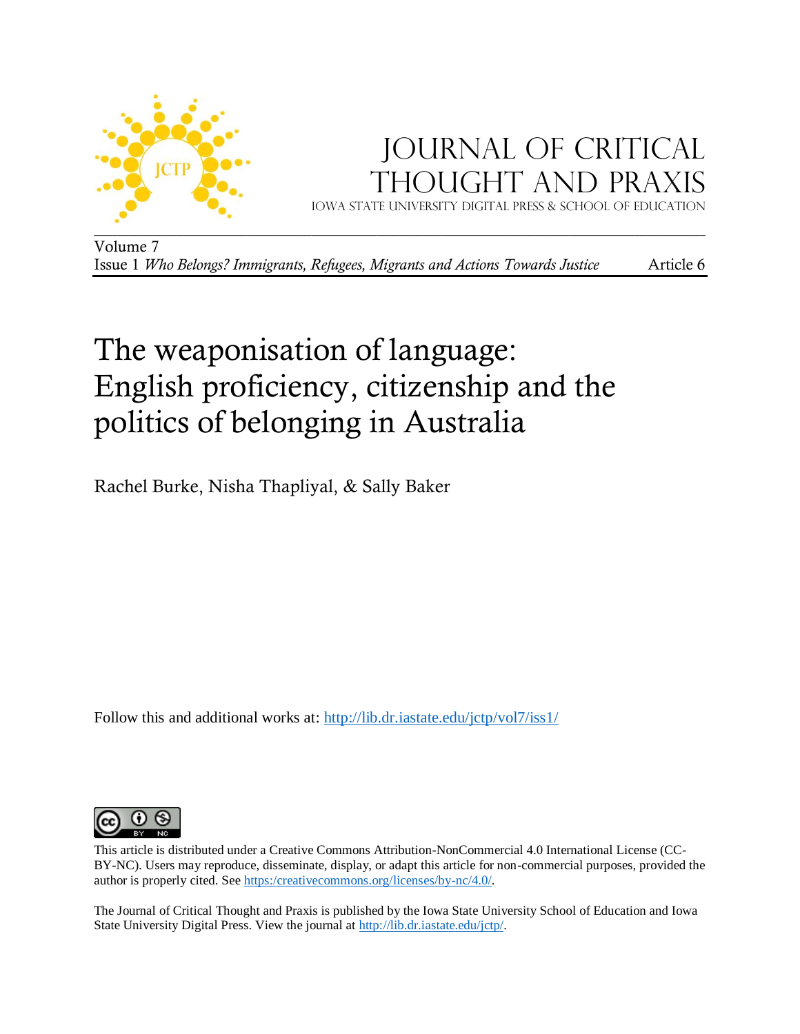# Journal of Critical Thought and Praxis

Iowa State University Digital Press & School of Education

Volume 7
Issue 1 *Who Belongs? Immigrants, Refugees, Migrants and Actions Towards Justice* Article 6

# The weaponisation of language: English proficiency, citizenship and the politics of belonging in Australia

Rachel Burke, Nisha Thapliyal, & Sally Baker

Follow this and additional works at: http://lib.dr.iastate.edu/jctp/vol7/iss1/

This article is distributed under a Creative Commons Attribution-NonCommercial 4.0 International License (CC-BY-NC). Users may reproduce, disseminate, display, or adapt this article for non-commercial purposes, provided the author is properly cited. See https:/creativecommons.org/licenses/by-nc/4.0/.

The Journal of Critical Thought and Praxis is published by the Iowa State University School of Education and Iowa State University Digital Press. View the journal at http://lib.dr.iastate.edu/jctp/.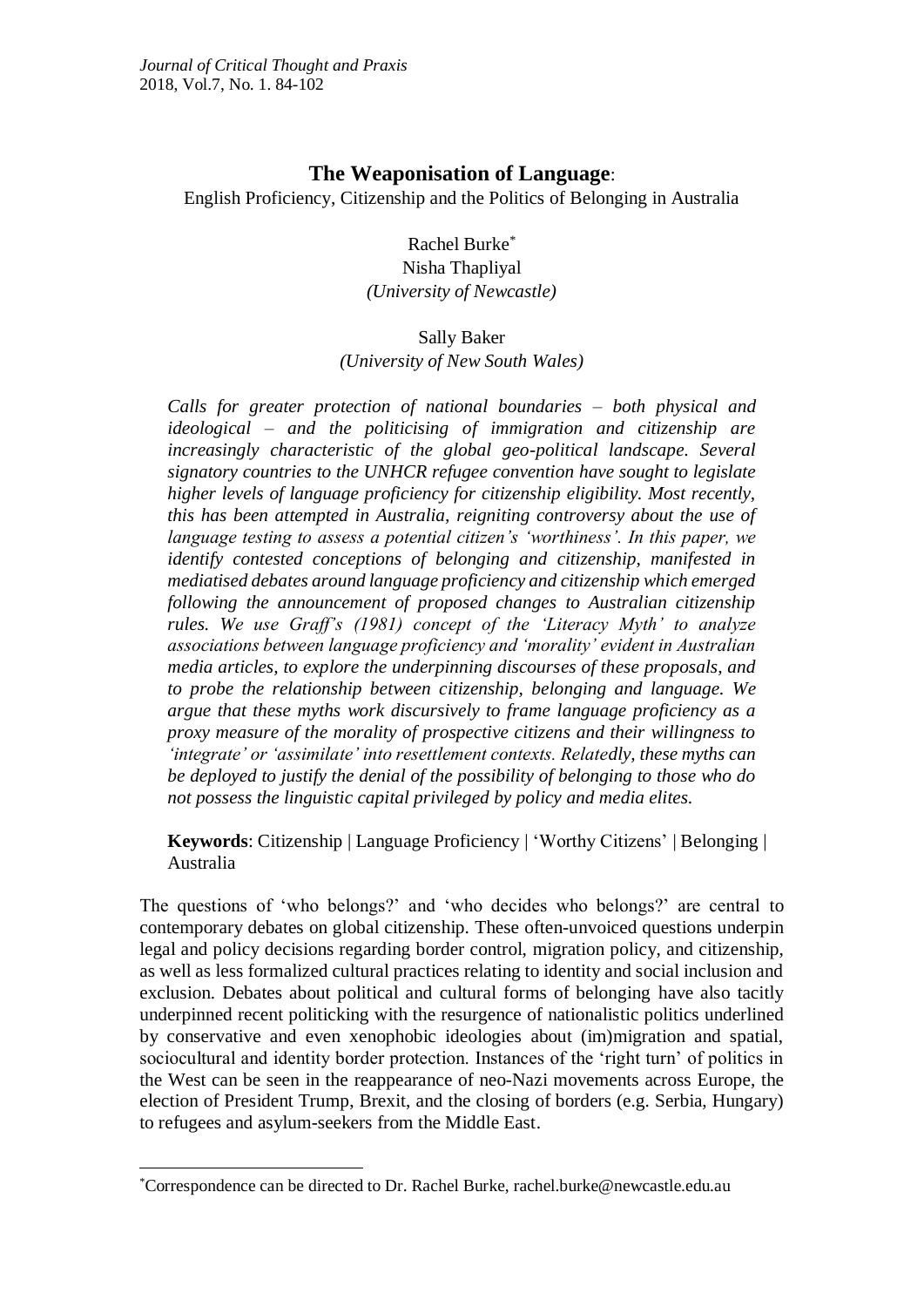# The Weaponisation of Language:

English Proficiency, Citizenship and the Politics of Belonging in Australia

Rachel Burke[*]
Nisha Thapliyal
*(University of Newcastle)*

Sally Baker
*(University of New South Wales)*

*Calls for greater protection of national boundaries – both physical and ideological – and the politicising of immigration and citizenship are increasingly characteristic of the global geo-political landscape. Several signatory countries to the UNHCR refugee convention have sought to legislate higher levels of language proficiency for citizenship eligibility. Most recently, this has been attempted in Australia, reigniting controversy about the use of language testing to assess a potential citizen's 'worthiness'. In this paper, we identify contested conceptions of belonging and citizenship, manifested in mediatised debates around language proficiency and citizenship which emerged following the announcement of proposed changes to Australian citizenship rules. We use Graff's (1981) concept of the 'Literacy Myth' to analyze associations between language proficiency and 'morality' evident in Australian media articles, to explore the underpinning discourses of these proposals, and to probe the relationship between citizenship, belonging and language. We argue that these myths work discursively to frame language proficiency as a proxy measure of the morality of prospective citizens and their willingness to 'integrate' or 'assimilate' into resettlement contexts. Relatedly, these myths can be deployed to justify the denial of the possibility of belonging to those who do not possess the linguistic capital privileged by policy and media elites.*

**Keywords**: Citizenship | Language Proficiency | 'Worthy Citizens' | Belonging | Australia

The questions of 'who belongs?' and 'who decides who belongs?' are central to contemporary debates on global citizenship. These often-unvoiced questions underpin legal and policy decisions regarding border control, migration policy, and citizenship, as well as less formalized cultural practices relating to identity and social inclusion and exclusion. Debates about political and cultural forms of belonging have also tacitly underpinned recent politicking with the resurgence of nationalistic politics underlined by conservative and even xenophobic ideologies about (im)migration and spatial, sociocultural and identity border protection. Instances of the 'right turn' of politics in the West can be seen in the reappearance of neo-Nazi movements across Europe, the election of President Trump, Brexit, and the closing of borders (e.g. Serbia, Hungary) to refugees and asylum-seekers from the Middle East.

---

[*] Correspondence can be directed to Dr. Rachel Burke, rachel.burke@newcastle.edu.au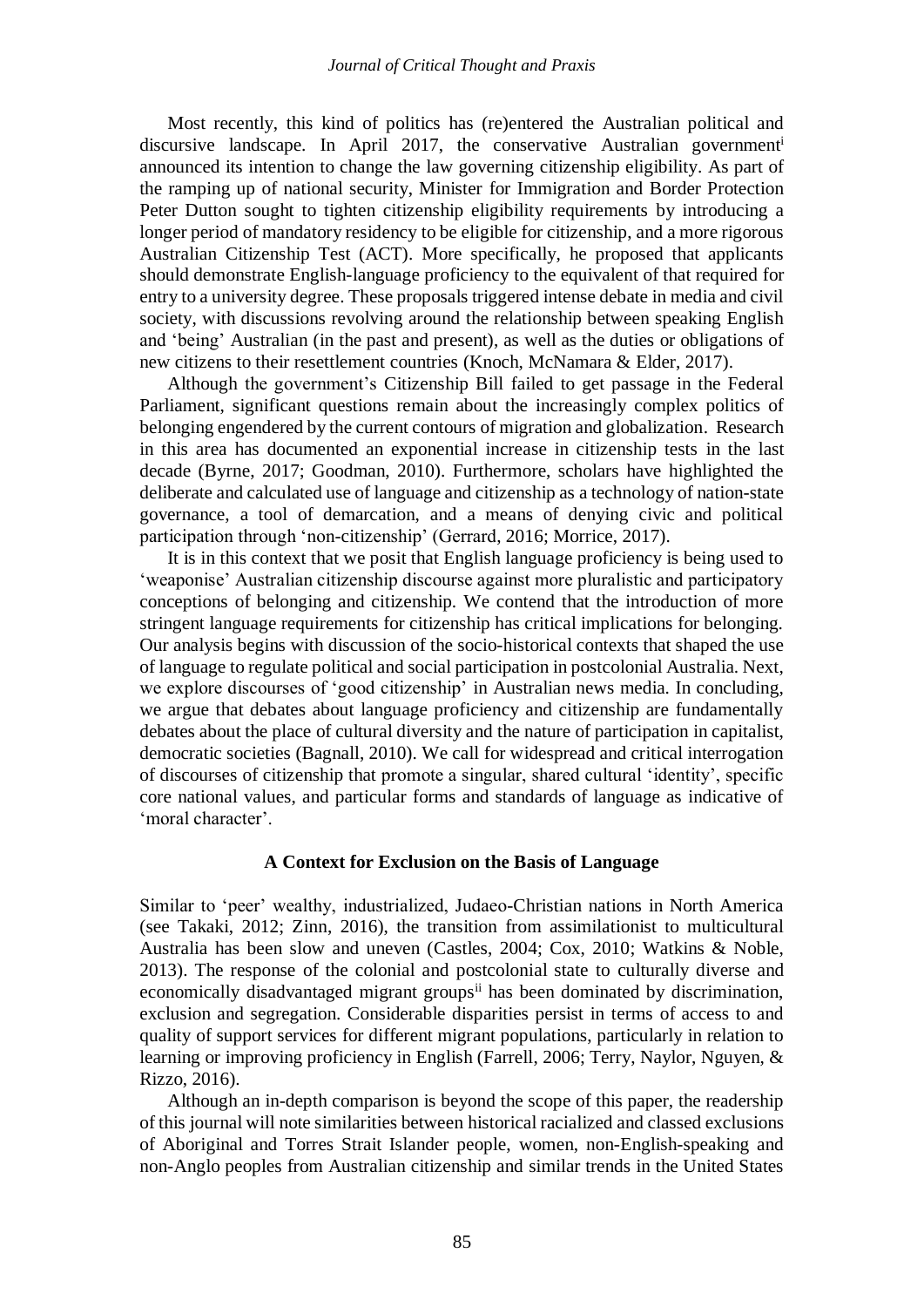Most recently, this kind of politics has (re)entered the Australian political and discursive landscape. In April 2017, the conservative Australian government[i] announced its intention to change the law governing citizenship eligibility. As part of the ramping up of national security, Minister for Immigration and Border Protection Peter Dutton sought to tighten citizenship eligibility requirements by introducing a longer period of mandatory residency to be eligible for citizenship, and a more rigorous Australian Citizenship Test (ACT). More specifically, he proposed that applicants should demonstrate English-language proficiency to the equivalent of that required for entry to a university degree. These proposals triggered intense debate in media and civil society, with discussions revolving around the relationship between speaking English and 'being' Australian (in the past and present), as well as the duties or obligations of new citizens to their resettlement countries (Knoch, McNamara & Elder, 2017).

Although the government's Citizenship Bill failed to get passage in the Federal Parliament, significant questions remain about the increasingly complex politics of belonging engendered by the current contours of migration and globalization. Research in this area has documented an exponential increase in citizenship tests in the last decade (Byrne, 2017; Goodman, 2010). Furthermore, scholars have highlighted the deliberate and calculated use of language and citizenship as a technology of nation-state governance, a tool of demarcation, and a means of denying civic and political participation through 'non-citizenship' (Gerrard, 2016; Morrice, 2017).

It is in this context that we posit that English language proficiency is being used to 'weaponise' Australian citizenship discourse against more pluralistic and participatory conceptions of belonging and citizenship. We contend that the introduction of more stringent language requirements for citizenship has critical implications for belonging. Our analysis begins with discussion of the socio-historical contexts that shaped the use of language to regulate political and social participation in postcolonial Australia. Next, we explore discourses of 'good citizenship' in Australian news media. In concluding, we argue that debates about language proficiency and citizenship are fundamentally debates about the place of cultural diversity and the nature of participation in capitalist, democratic societies (Bagnall, 2010). We call for widespread and critical interrogation of discourses of citizenship that promote a singular, shared cultural 'identity', specific core national values, and particular forms and standards of language as indicative of 'moral character'.

## A Context for Exclusion on the Basis of Language

Similar to 'peer' wealthy, industrialized, Judaeo-Christian nations in North America (see Takaki, 2012; Zinn, 2016), the transition from assimilationist to multicultural Australia has been slow and uneven (Castles, 2004; Cox, 2010; Watkins & Noble, 2013). The response of the colonial and postcolonial state to culturally diverse and economically disadvantaged migrant groups[ii] has been dominated by discrimination, exclusion and segregation. Considerable disparities persist in terms of access to and quality of support services for different migrant populations, particularly in relation to learning or improving proficiency in English (Farrell, 2006; Terry, Naylor, Nguyen, & Rizzo, 2016).

Although an in-depth comparison is beyond the scope of this paper, the readership of this journal will note similarities between historical racialized and classed exclusions of Aboriginal and Torres Strait Islander people, women, non-English-speaking and non-Anglo peoples from Australian citizenship and similar trends in the United States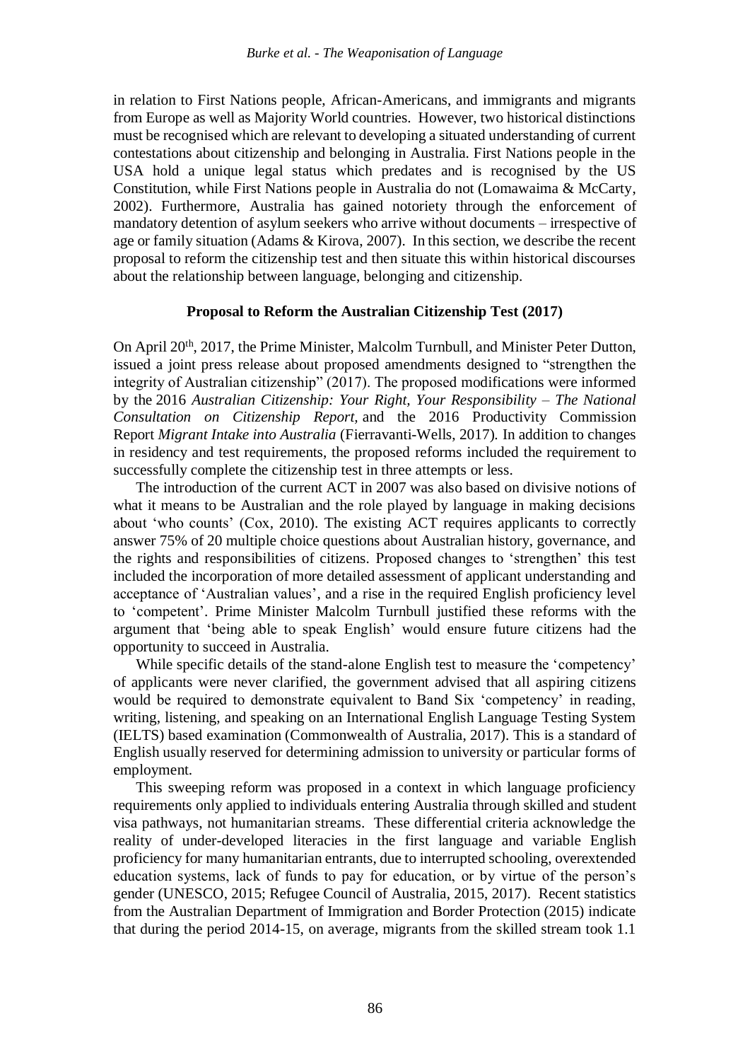in relation to First Nations people, African-Americans, and immigrants and migrants from Europe as well as Majority World countries. However, two historical distinctions must be recognised which are relevant to developing a situated understanding of current contestations about citizenship and belonging in Australia. First Nations people in the USA hold a unique legal status which predates and is recognised by the US Constitution, while First Nations people in Australia do not (Lomawaima & McCarty, 2002). Furthermore, Australia has gained notoriety through the enforcement of mandatory detention of asylum seekers who arrive without documents – irrespective of age or family situation (Adams & Kirova, 2007). In this section, we describe the recent proposal to reform the citizenship test and then situate this within historical discourses about the relationship between language, belonging and citizenship.

### Proposal to Reform the Australian Citizenship Test (2017)

On April 20th, 2017, the Prime Minister, Malcolm Turnbull, and Minister Peter Dutton, issued a joint press release about proposed amendments designed to "strengthen the integrity of Australian citizenship" (2017). The proposed modifications were informed by the 2016 *Australian Citizenship: Your Right, Your Responsibility – The National Consultation on Citizenship Report,* and the 2016 Productivity Commission Report *Migrant Intake into Australia* (Fierravanti-Wells, 2017). In addition to changes in residency and test requirements, the proposed reforms included the requirement to successfully complete the citizenship test in three attempts or less.

The introduction of the current ACT in 2007 was also based on divisive notions of what it means to be Australian and the role played by language in making decisions about 'who counts' (Cox, 2010). The existing ACT requires applicants to correctly answer 75% of 20 multiple choice questions about Australian history, governance, and the rights and responsibilities of citizens. Proposed changes to 'strengthen' this test included the incorporation of more detailed assessment of applicant understanding and acceptance of 'Australian values', and a rise in the required English proficiency level to 'competent'. Prime Minister Malcolm Turnbull justified these reforms with the argument that 'being able to speak English' would ensure future citizens had the opportunity to succeed in Australia.

While specific details of the stand-alone English test to measure the 'competency' of applicants were never clarified, the government advised that all aspiring citizens would be required to demonstrate equivalent to Band Six 'competency' in reading, writing, listening, and speaking on an International English Language Testing System (IELTS) based examination (Commonwealth of Australia, 2017). This is a standard of English usually reserved for determining admission to university or particular forms of employment.

This sweeping reform was proposed in a context in which language proficiency requirements only applied to individuals entering Australia through skilled and student visa pathways, not humanitarian streams. These differential criteria acknowledge the reality of under-developed literacies in the first language and variable English proficiency for many humanitarian entrants, due to interrupted schooling, overextended education systems, lack of funds to pay for education, or by virtue of the person's gender (UNESCO, 2015; Refugee Council of Australia, 2015, 2017). Recent statistics from the Australian Department of Immigration and Border Protection (2015) indicate that during the period 2014-15, on average, migrants from the skilled stream took 1.1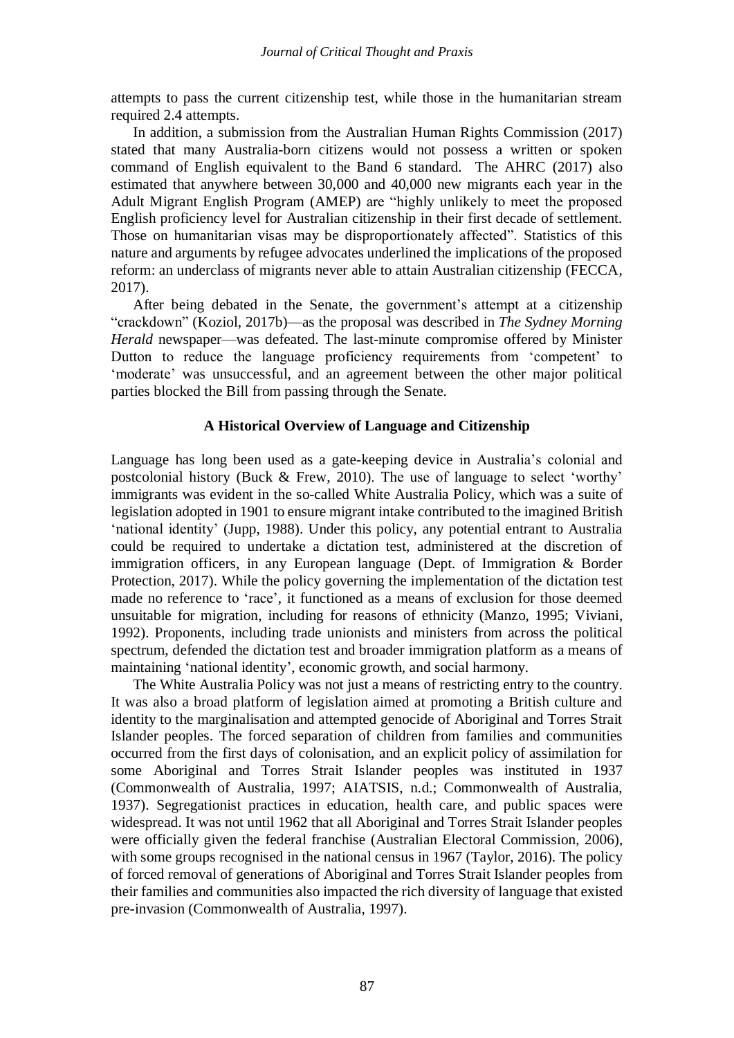attempts to pass the current citizenship test, while those in the humanitarian stream required 2.4 attempts.

In addition, a submission from the Australian Human Rights Commission (2017) stated that many Australia-born citizens would not possess a written or spoken command of English equivalent to the Band 6 standard. The AHRC (2017) also estimated that anywhere between 30,000 and 40,000 new migrants each year in the Adult Migrant English Program (AMEP) are "highly unlikely to meet the proposed English proficiency level for Australian citizenship in their first decade of settlement. Those on humanitarian visas may be disproportionately affected". Statistics of this nature and arguments by refugee advocates underlined the implications of the proposed reform: an underclass of migrants never able to attain Australian citizenship (FECCA, 2017).

After being debated in the Senate, the government's attempt at a citizenship "crackdown" (Koziol, 2017b)—as the proposal was described in *The Sydney Morning Herald* newspaper—was defeated. The last-minute compromise offered by Minister Dutton to reduce the language proficiency requirements from 'competent' to 'moderate' was unsuccessful, and an agreement between the other major political parties blocked the Bill from passing through the Senate.

## A Historical Overview of Language and Citizenship

Language has long been used as a gate-keeping device in Australia's colonial and postcolonial history (Buck & Frew, 2010). The use of language to select 'worthy' immigrants was evident in the so-called White Australia Policy, which was a suite of legislation adopted in 1901 to ensure migrant intake contributed to the imagined British 'national identity' (Jupp, 1988). Under this policy, any potential entrant to Australia could be required to undertake a dictation test, administered at the discretion of immigration officers, in any European language (Dept. of Immigration & Border Protection, 2017). While the policy governing the implementation of the dictation test made no reference to 'race', it functioned as a means of exclusion for those deemed unsuitable for migration, including for reasons of ethnicity (Manzo, 1995; Viviani, 1992). Proponents, including trade unionists and ministers from across the political spectrum, defended the dictation test and broader immigration platform as a means of maintaining 'national identity', economic growth, and social harmony.

The White Australia Policy was not just a means of restricting entry to the country. It was also a broad platform of legislation aimed at promoting a British culture and identity to the marginalisation and attempted genocide of Aboriginal and Torres Strait Islander peoples. The forced separation of children from families and communities occurred from the first days of colonisation, and an explicit policy of assimilation for some Aboriginal and Torres Strait Islander peoples was instituted in 1937 (Commonwealth of Australia, 1997; AIATSIS, n.d.; Commonwealth of Australia, 1937). Segregationist practices in education, health care, and public spaces were widespread. It was not until 1962 that all Aboriginal and Torres Strait Islander peoples were officially given the federal franchise (Australian Electoral Commission, 2006), with some groups recognised in the national census in 1967 (Taylor, 2016). The policy of forced removal of generations of Aboriginal and Torres Strait Islander peoples from their families and communities also impacted the rich diversity of language that existed pre-invasion (Commonwealth of Australia, 1997).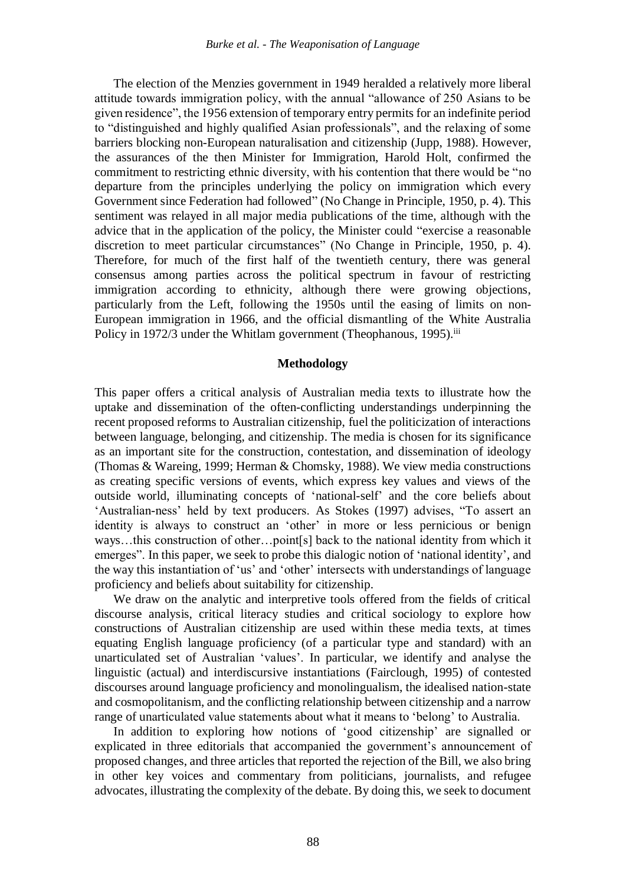The election of the Menzies government in 1949 heralded a relatively more liberal attitude towards immigration policy, with the annual "allowance of 250 Asians to be given residence", the 1956 extension of temporary entry permits for an indefinite period to "distinguished and highly qualified Asian professionals", and the relaxing of some barriers blocking non-European naturalisation and citizenship (Jupp, 1988). However, the assurances of the then Minister for Immigration, Harold Holt, confirmed the commitment to restricting ethnic diversity, with his contention that there would be "no departure from the principles underlying the policy on immigration which every Government since Federation had followed" (No Change in Principle, 1950, p. 4). This sentiment was relayed in all major media publications of the time, although with the advice that in the application of the policy, the Minister could "exercise a reasonable discretion to meet particular circumstances" (No Change in Principle, 1950, p. 4). Therefore, for much of the first half of the twentieth century, there was general consensus among parties across the political spectrum in favour of restricting immigration according to ethnicity, although there were growing objections, particularly from the Left, following the 1950s until the easing of limits on non-European immigration in 1966, and the official dismantling of the White Australia Policy in 1972/3 under the Whitlam government (Theophanous, 1995).[iii]

## Methodology

This paper offers a critical analysis of Australian media texts to illustrate how the uptake and dissemination of the often-conflicting understandings underpinning the recent proposed reforms to Australian citizenship, fuel the politicization of interactions between language, belonging, and citizenship. The media is chosen for its significance as an important site for the construction, contestation, and dissemination of ideology (Thomas & Wareing, 1999; Herman & Chomsky, 1988). We view media constructions as creating specific versions of events, which express key values and views of the outside world, illuminating concepts of 'national-self' and the core beliefs about 'Australian-ness' held by text producers. As Stokes (1997) advises, "To assert an identity is always to construct an 'other' in more or less pernicious or benign ways…this construction of other…point[s] back to the national identity from which it emerges". In this paper, we seek to probe this dialogic notion of 'national identity', and the way this instantiation of 'us' and 'other' intersects with understandings of language proficiency and beliefs about suitability for citizenship.

We draw on the analytic and interpretive tools offered from the fields of critical discourse analysis, critical literacy studies and critical sociology to explore how constructions of Australian citizenship are used within these media texts, at times equating English language proficiency (of a particular type and standard) with an unarticulated set of Australian 'values'. In particular, we identify and analyse the linguistic (actual) and interdiscursive instantiations (Fairclough, 1995) of contested discourses around language proficiency and monolingualism, the idealised nation-state and cosmopolitanism, and the conflicting relationship between citizenship and a narrow range of unarticulated value statements about what it means to 'belong' to Australia.

In addition to exploring how notions of 'good citizenship' are signalled or explicated in three editorials that accompanied the government's announcement of proposed changes, and three articles that reported the rejection of the Bill, we also bring in other key voices and commentary from politicians, journalists, and refugee advocates, illustrating the complexity of the debate. By doing this, we seek to document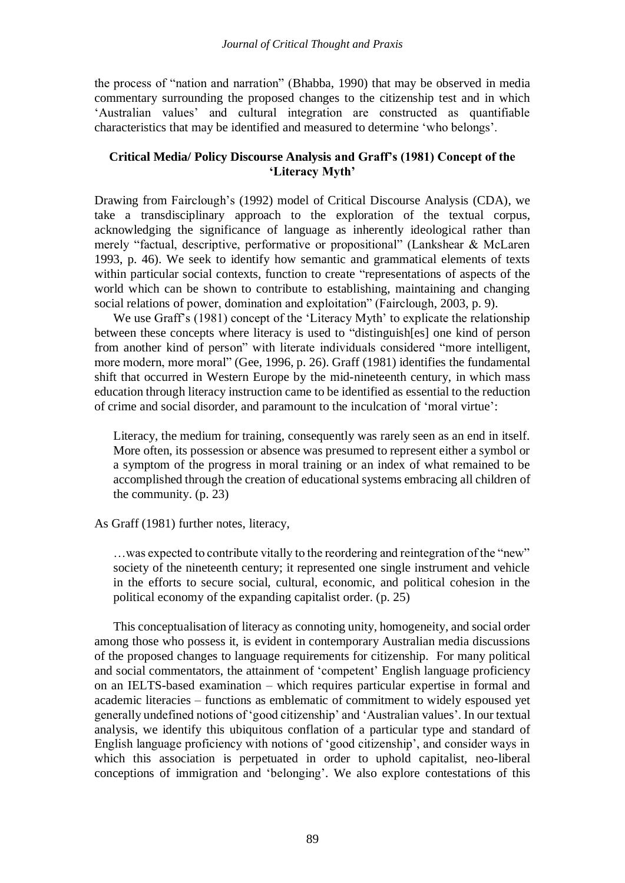the process of "nation and narration" (Bhabba, 1990) that may be observed in media commentary surrounding the proposed changes to the citizenship test and in which 'Australian values' and cultural integration are constructed as quantifiable characteristics that may be identified and measured to determine 'who belongs'.

## Critical Media/ Policy Discourse Analysis and Graff's (1981) Concept of the 'Literacy Myth'

Drawing from Fairclough's (1992) model of Critical Discourse Analysis (CDA), we take a transdisciplinary approach to the exploration of the textual corpus, acknowledging the significance of language as inherently ideological rather than merely "factual, descriptive, performative or propositional" (Lankshear & McLaren 1993, p. 46). We seek to identify how semantic and grammatical elements of texts within particular social contexts, function to create "representations of aspects of the world which can be shown to contribute to establishing, maintaining and changing social relations of power, domination and exploitation" (Fairclough, 2003, p. 9).

We use Graff's (1981) concept of the 'Literacy Myth' to explicate the relationship between these concepts where literacy is used to "distinguish[es] one kind of person from another kind of person" with literate individuals considered "more intelligent, more modern, more moral" (Gee, 1996, p. 26). Graff (1981) identifies the fundamental shift that occurred in Western Europe by the mid-nineteenth century, in which mass education through literacy instruction came to be identified as essential to the reduction of crime and social disorder, and paramount to the inculcation of 'moral virtue':

> Literacy, the medium for training, consequently was rarely seen as an end in itself. More often, its possession or absence was presumed to represent either a symbol or a symptom of the progress in moral training or an index of what remained to be accomplished through the creation of educational systems embracing all children of the community. (p. 23)

As Graff (1981) further notes, literacy,

> …was expected to contribute vitally to the reordering and reintegration of the "new" society of the nineteenth century; it represented one single instrument and vehicle in the efforts to secure social, cultural, economic, and political cohesion in the political economy of the expanding capitalist order. (p. 25)

This conceptualisation of literacy as connoting unity, homogeneity, and social order among those who possess it, is evident in contemporary Australian media discussions of the proposed changes to language requirements for citizenship. For many political and social commentators, the attainment of 'competent' English language proficiency on an IELTS-based examination – which requires particular expertise in formal and academic literacies – functions as emblematic of commitment to widely espoused yet generally undefined notions of 'good citizenship' and 'Australian values'. In our textual analysis, we identify this ubiquitous conflation of a particular type and standard of English language proficiency with notions of 'good citizenship', and consider ways in which this association is perpetuated in order to uphold capitalist, neo-liberal conceptions of immigration and 'belonging'. We also explore contestations of this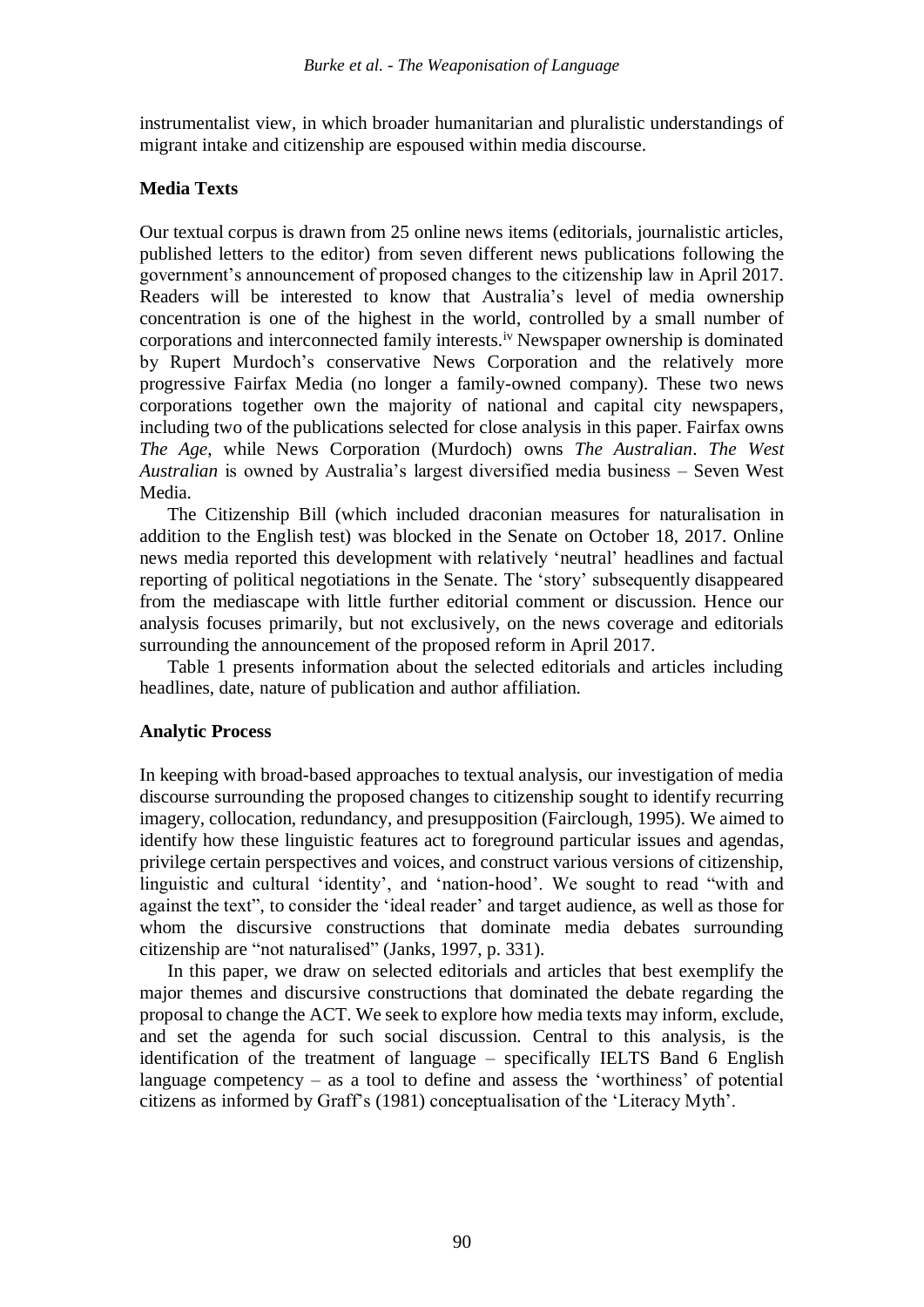instrumentalist view, in which broader humanitarian and pluralistic understandings of migrant intake and citizenship are espoused within media discourse.

### Media Texts

Our textual corpus is drawn from 25 online news items (editorials, journalistic articles, published letters to the editor) from seven different news publications following the government's announcement of proposed changes to the citizenship law in April 2017. Readers will be interested to know that Australia's level of media ownership concentration is one of the highest in the world, controlled by a small number of corporations and interconnected family interests.[iv] Newspaper ownership is dominated by Rupert Murdoch's conservative News Corporation and the relatively more progressive Fairfax Media (no longer a family-owned company). These two news corporations together own the majority of national and capital city newspapers, including two of the publications selected for close analysis in this paper. Fairfax owns *The Age*, while News Corporation (Murdoch) owns *The Australian*. *The West Australian* is owned by Australia's largest diversified media business – Seven West Media.

The Citizenship Bill (which included draconian measures for naturalisation in addition to the English test) was blocked in the Senate on October 18, 2017. Online news media reported this development with relatively 'neutral' headlines and factual reporting of political negotiations in the Senate. The 'story' subsequently disappeared from the mediascape with little further editorial comment or discussion. Hence our analysis focuses primarily, but not exclusively, on the news coverage and editorials surrounding the announcement of the proposed reform in April 2017.

Table 1 presents information about the selected editorials and articles including headlines, date, nature of publication and author affiliation.

### Analytic Process

In keeping with broad-based approaches to textual analysis, our investigation of media discourse surrounding the proposed changes to citizenship sought to identify recurring imagery, collocation, redundancy, and presupposition (Fairclough, 1995). We aimed to identify how these linguistic features act to foreground particular issues and agendas, privilege certain perspectives and voices, and construct various versions of citizenship, linguistic and cultural 'identity', and 'nation-hood'. We sought to read "with and against the text", to consider the 'ideal reader' and target audience, as well as those for whom the discursive constructions that dominate media debates surrounding citizenship are "not naturalised" (Janks, 1997, p. 331).

In this paper, we draw on selected editorials and articles that best exemplify the major themes and discursive constructions that dominated the debate regarding the proposal to change the ACT. We seek to explore how media texts may inform, exclude, and set the agenda for such social discussion. Central to this analysis, is the identification of the treatment of language – specifically IELTS Band 6 English language competency – as a tool to define and assess the 'worthiness' of potential citizens as informed by Graff's (1981) conceptualisation of the 'Literacy Myth'.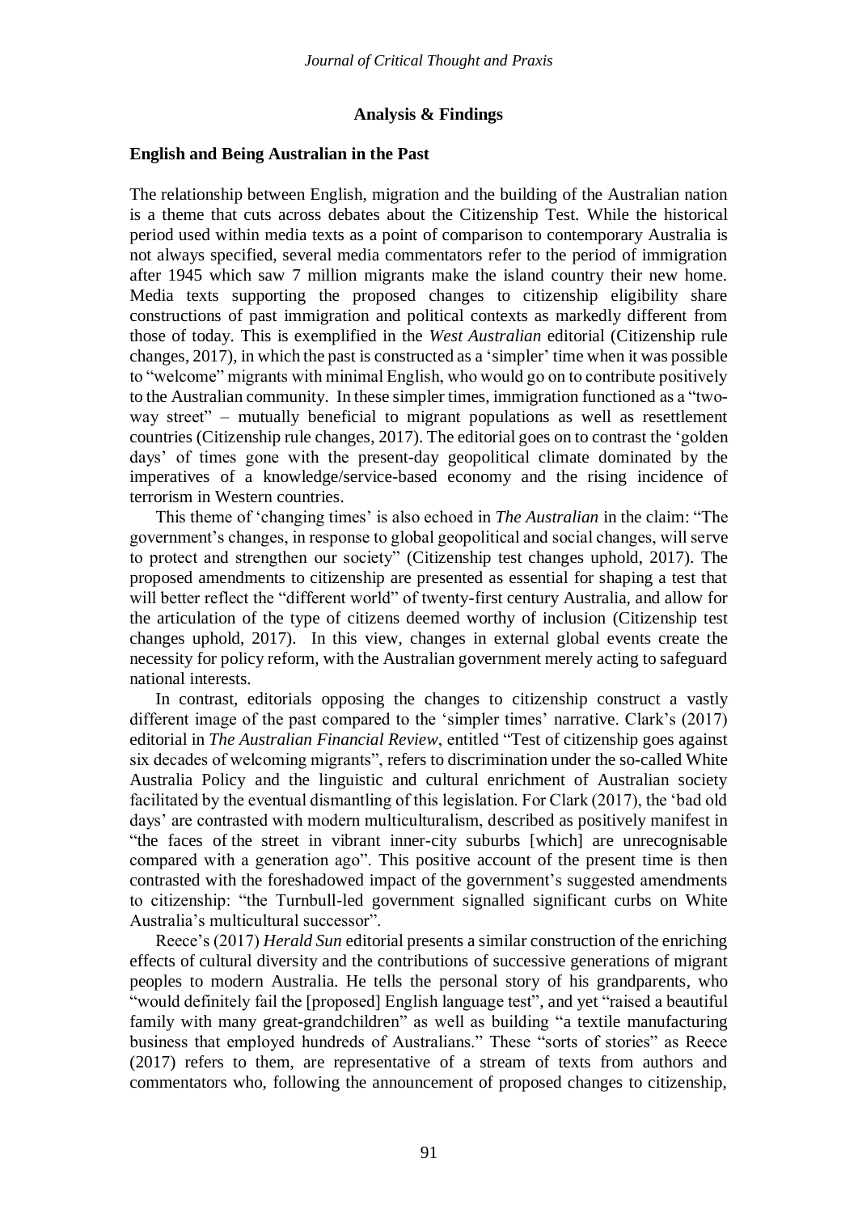## Analysis & Findings

### English and Being Australian in the Past

The relationship between English, migration and the building of the Australian nation is a theme that cuts across debates about the Citizenship Test. While the historical period used within media texts as a point of comparison to contemporary Australia is not always specified, several media commentators refer to the period of immigration after 1945 which saw 7 million migrants make the island country their new home. Media texts supporting the proposed changes to citizenship eligibility share constructions of past immigration and political contexts as markedly different from those of today. This is exemplified in the *West Australian* editorial (Citizenship rule changes, 2017), in which the past is constructed as a 'simpler' time when it was possible to "welcome" migrants with minimal English, who would go on to contribute positively to the Australian community. In these simpler times, immigration functioned as a "two-way street" – mutually beneficial to migrant populations as well as resettlement countries (Citizenship rule changes, 2017). The editorial goes on to contrast the 'golden days' of times gone with the present-day geopolitical climate dominated by the imperatives of a knowledge/service-based economy and the rising incidence of terrorism in Western countries.

This theme of 'changing times' is also echoed in *The Australian* in the claim: "The government's changes, in response to global geopolitical and social changes, will serve to protect and strengthen our society" (Citizenship test changes uphold, 2017). The proposed amendments to citizenship are presented as essential for shaping a test that will better reflect the "different world" of twenty-first century Australia, and allow for the articulation of the type of citizens deemed worthy of inclusion (Citizenship test changes uphold, 2017). In this view, changes in external global events create the necessity for policy reform, with the Australian government merely acting to safeguard national interests.

In contrast, editorials opposing the changes to citizenship construct a vastly different image of the past compared to the 'simpler times' narrative. Clark's (2017) editorial in *The Australian Financial Review*, entitled "Test of citizenship goes against six decades of welcoming migrants", refers to discrimination under the so-called White Australia Policy and the linguistic and cultural enrichment of Australian society facilitated by the eventual dismantling of this legislation. For Clark (2017), the 'bad old days' are contrasted with modern multiculturalism, described as positively manifest in "the faces of the street in vibrant inner-city suburbs [which] are unrecognisable compared with a generation ago". This positive account of the present time is then contrasted with the foreshadowed impact of the government's suggested amendments to citizenship: "the Turnbull-led government signalled significant curbs on White Australia's multicultural successor".

Reece's (2017) *Herald Sun* editorial presents a similar construction of the enriching effects of cultural diversity and the contributions of successive generations of migrant peoples to modern Australia. He tells the personal story of his grandparents, who "would definitely fail the [proposed] English language test", and yet "raised a beautiful family with many great-grandchildren" as well as building "a textile manufacturing business that employed hundreds of Australians." These "sorts of stories" as Reece (2017) refers to them, are representative of a stream of texts from authors and commentators who, following the announcement of proposed changes to citizenship,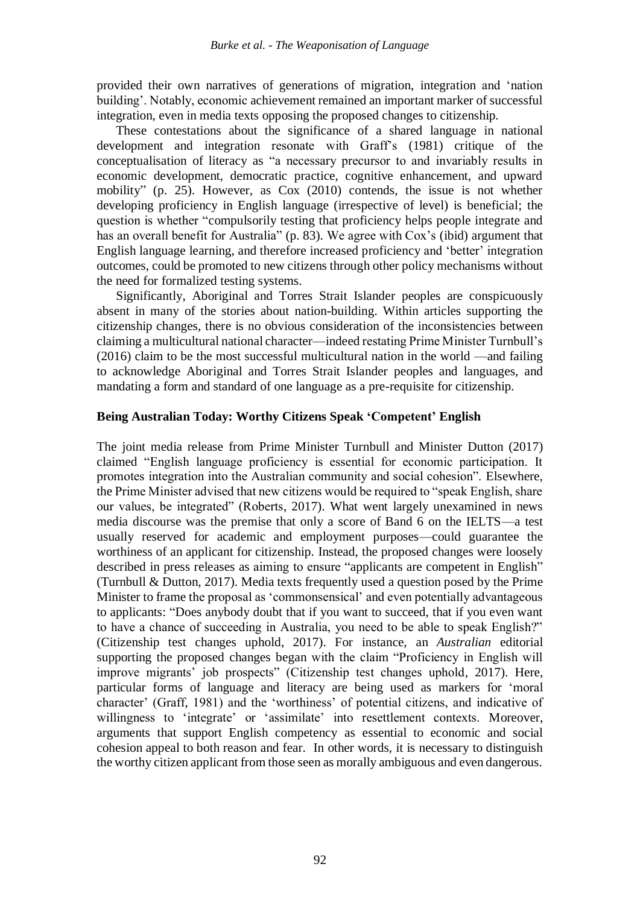provided their own narratives of generations of migration, integration and 'nation building'. Notably, economic achievement remained an important marker of successful integration, even in media texts opposing the proposed changes to citizenship.

These contestations about the significance of a shared language in national development and integration resonate with Graff's (1981) critique of the conceptualisation of literacy as "a necessary precursor to and invariably results in economic development, democratic practice, cognitive enhancement, and upward mobility" (p. 25). However, as Cox (2010) contends, the issue is not whether developing proficiency in English language (irrespective of level) is beneficial; the question is whether "compulsorily testing that proficiency helps people integrate and has an overall benefit for Australia" (p. 83). We agree with Cox's (ibid) argument that English language learning, and therefore increased proficiency and 'better' integration outcomes, could be promoted to new citizens through other policy mechanisms without the need for formalized testing systems.

Significantly, Aboriginal and Torres Strait Islander peoples are conspicuously absent in many of the stories about nation-building. Within articles supporting the citizenship changes, there is no obvious consideration of the inconsistencies between claiming a multicultural national character—indeed restating Prime Minister Turnbull's (2016) claim to be the most successful multicultural nation in the world —and failing to acknowledge Aboriginal and Torres Strait Islander peoples and languages, and mandating a form and standard of one language as a pre-requisite for citizenship.

## Being Australian Today: Worthy Citizens Speak 'Competent' English

The joint media release from Prime Minister Turnbull and Minister Dutton (2017) claimed "English language proficiency is essential for economic participation. It promotes integration into the Australian community and social cohesion". Elsewhere, the Prime Minister advised that new citizens would be required to "speak English, share our values, be integrated" (Roberts, 2017). What went largely unexamined in news media discourse was the premise that only a score of Band 6 on the IELTS—a test usually reserved for academic and employment purposes—could guarantee the worthiness of an applicant for citizenship. Instead, the proposed changes were loosely described in press releases as aiming to ensure "applicants are competent in English" (Turnbull & Dutton, 2017). Media texts frequently used a question posed by the Prime Minister to frame the proposal as 'commonsensical' and even potentially advantageous to applicants: "Does anybody doubt that if you want to succeed, that if you even want to have a chance of succeeding in Australia, you need to be able to speak English?" (Citizenship test changes uphold, 2017). For instance, an *Australian* editorial supporting the proposed changes began with the claim "Proficiency in English will improve migrants' job prospects" (Citizenship test changes uphold, 2017). Here, particular forms of language and literacy are being used as markers for 'moral character' (Graff, 1981) and the 'worthiness' of potential citizens, and indicative of willingness to 'integrate' or 'assimilate' into resettlement contexts. Moreover, arguments that support English competency as essential to economic and social cohesion appeal to both reason and fear. In other words, it is necessary to distinguish the worthy citizen applicant from those seen as morally ambiguous and even dangerous.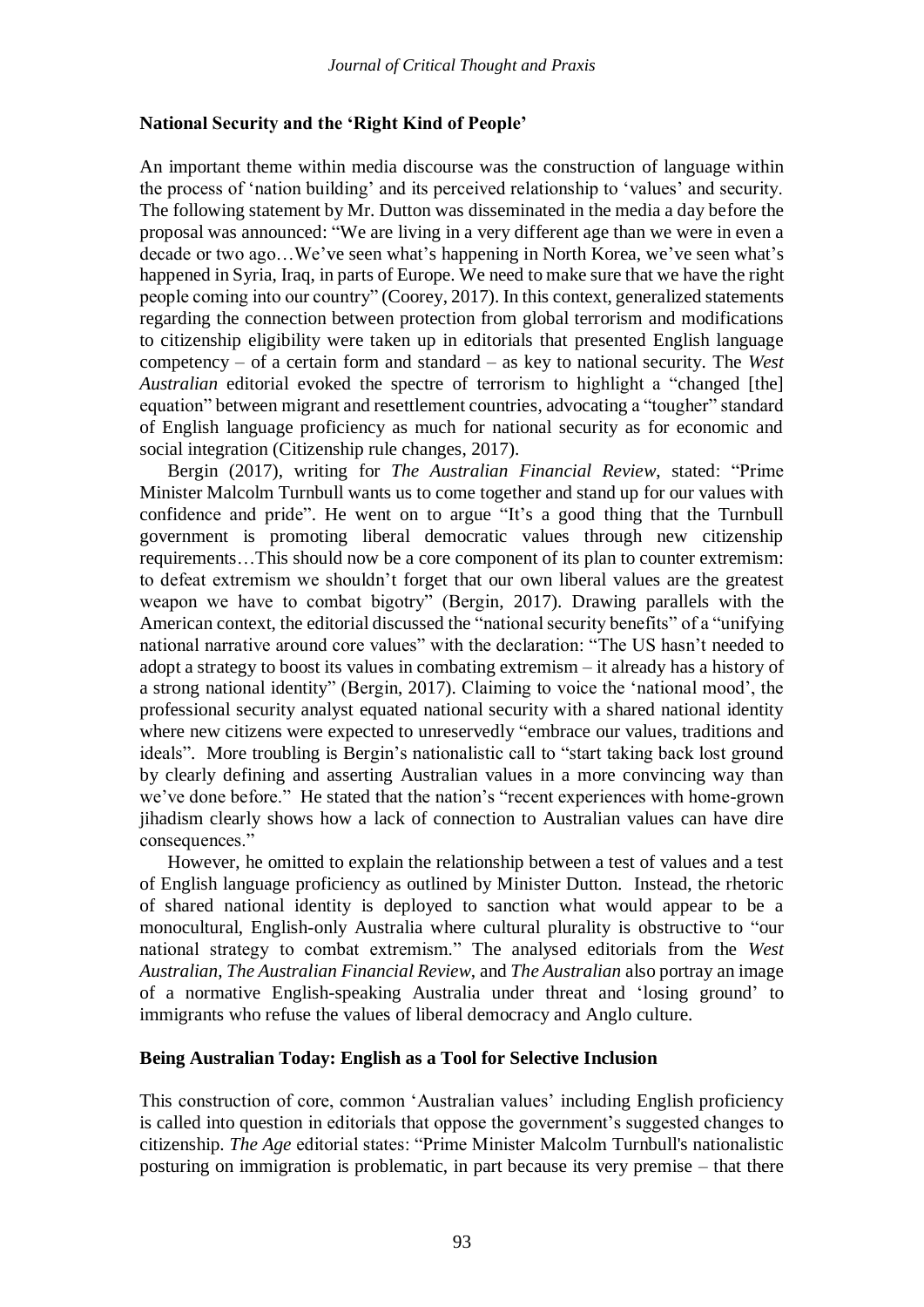### National Security and the 'Right Kind of People'

An important theme within media discourse was the construction of language within the process of 'nation building' and its perceived relationship to 'values' and security. The following statement by Mr. Dutton was disseminated in the media a day before the proposal was announced: "We are living in a very different age than we were in even a decade or two ago…We've seen what's happening in North Korea, we've seen what's happened in Syria, Iraq, in parts of Europe. We need to make sure that we have the right people coming into our country" (Coorey, 2017). In this context, generalized statements regarding the connection between protection from global terrorism and modifications to citizenship eligibility were taken up in editorials that presented English language competency – of a certain form and standard – as key to national security. The *West Australian* editorial evoked the spectre of terrorism to highlight a "changed [the] equation" between migrant and resettlement countries, advocating a "tougher" standard of English language proficiency as much for national security as for economic and social integration (Citizenship rule changes, 2017).

Bergin (2017), writing for *The Australian Financial Review*, stated: "Prime Minister Malcolm Turnbull wants us to come together and stand up for our values with confidence and pride". He went on to argue "It's a good thing that the Turnbull government is promoting liberal democratic values through new citizenship requirements…This should now be a core component of its plan to counter extremism: to defeat extremism we shouldn't forget that our own liberal values are the greatest weapon we have to combat bigotry" (Bergin, 2017). Drawing parallels with the American context, the editorial discussed the "national security benefits" of a "unifying national narrative around core values" with the declaration: "The US hasn't needed to adopt a strategy to boost its values in combating extremism – it already has a history of a strong national identity" (Bergin, 2017). Claiming to voice the 'national mood', the professional security analyst equated national security with a shared national identity where new citizens were expected to unreservedly "embrace our values, traditions and ideals". More troubling is Bergin's nationalistic call to "start taking back lost ground by clearly defining and asserting Australian values in a more convincing way than we've done before." He stated that the nation's "recent experiences with home-grown jihadism clearly shows how a lack of connection to Australian values can have dire consequences."

However, he omitted to explain the relationship between a test of values and a test of English language proficiency as outlined by Minister Dutton. Instead, the rhetoric of shared national identity is deployed to sanction what would appear to be a monocultural, English-only Australia where cultural plurality is obstructive to "our national strategy to combat extremism." The analysed editorials from the *West Australian*, *The Australian Financial Review*, and *The Australian* also portray an image of a normative English-speaking Australia under threat and 'losing ground' to immigrants who refuse the values of liberal democracy and Anglo culture.

### Being Australian Today: English as a Tool for Selective Inclusion

This construction of core, common 'Australian values' including English proficiency is called into question in editorials that oppose the government's suggested changes to citizenship. *The Age* editorial states: "Prime Minister Malcolm Turnbull's nationalistic posturing on immigration is problematic, in part because its very premise – that there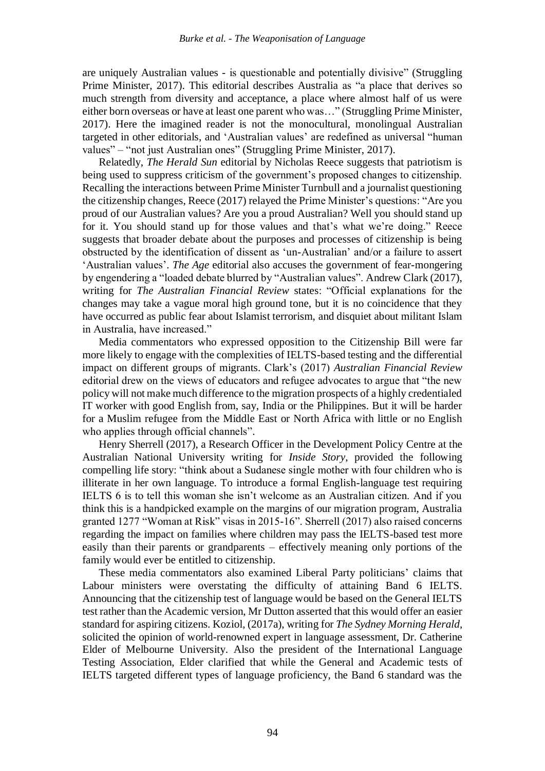are uniquely Australian values - is questionable and potentially divisive" (Struggling Prime Minister, 2017). This editorial describes Australia as "a place that derives so much strength from diversity and acceptance, a place where almost half of us were either born overseas or have at least one parent who was…" (Struggling Prime Minister, 2017). Here the imagined reader is not the monocultural, monolingual Australian targeted in other editorials, and 'Australian values' are redefined as universal "human values" – "not just Australian ones" (Struggling Prime Minister, 2017).

Relatedly, *The Herald Sun* editorial by Nicholas Reece suggests that patriotism is being used to suppress criticism of the government's proposed changes to citizenship. Recalling the interactions between Prime Minister Turnbull and a journalist questioning the citizenship changes, Reece (2017) relayed the Prime Minister's questions: "Are you proud of our Australian values? Are you a proud Australian? Well you should stand up for it. You should stand up for those values and that's what we're doing." Reece suggests that broader debate about the purposes and processes of citizenship is being obstructed by the identification of dissent as 'un-Australian' and/or a failure to assert 'Australian values'. *The Age* editorial also accuses the government of fear-mongering by engendering a "loaded debate blurred by "Australian values". Andrew Clark (2017), writing for *The Australian Financial Review* states: "Official explanations for the changes may take a vague moral high ground tone, but it is no coincidence that they have occurred as public fear about Islamist terrorism, and disquiet about militant Islam in Australia, have increased."

Media commentators who expressed opposition to the Citizenship Bill were far more likely to engage with the complexities of IELTS-based testing and the differential impact on different groups of migrants. Clark's (2017) *Australian Financial Review* editorial drew on the views of educators and refugee advocates to argue that "the new policy will not make much difference to the migration prospects of a highly credentialed IT worker with good English from, say, India or the Philippines. But it will be harder for a Muslim refugee from the Middle East or North Africa with little or no English who applies through official channels".

Henry Sherrell (2017), a Research Officer in the Development Policy Centre at the Australian National University writing for *Inside Story*, provided the following compelling life story: "think about a Sudanese single mother with four children who is illiterate in her own language. To introduce a formal English-language test requiring IELTS 6 is to tell this woman she isn't welcome as an Australian citizen. And if you think this is a handpicked example on the margins of our migration program, Australia granted 1277 "Woman at Risk" visas in 2015-16". Sherrell (2017) also raised concerns regarding the impact on families where children may pass the IELTS-based test more easily than their parents or grandparents – effectively meaning only portions of the family would ever be entitled to citizenship.

These media commentators also examined Liberal Party politicians' claims that Labour ministers were overstating the difficulty of attaining Band 6 IELTS. Announcing that the citizenship test of language would be based on the General IELTS test rather than the Academic version, Mr Dutton asserted that this would offer an easier standard for aspiring citizens. Koziol, (2017a), writing for *The Sydney Morning Herald*, solicited the opinion of world-renowned expert in language assessment, Dr. Catherine Elder of Melbourne University. Also the president of the International Language Testing Association, Elder clarified that while the General and Academic tests of IELTS targeted different types of language proficiency, the Band 6 standard was the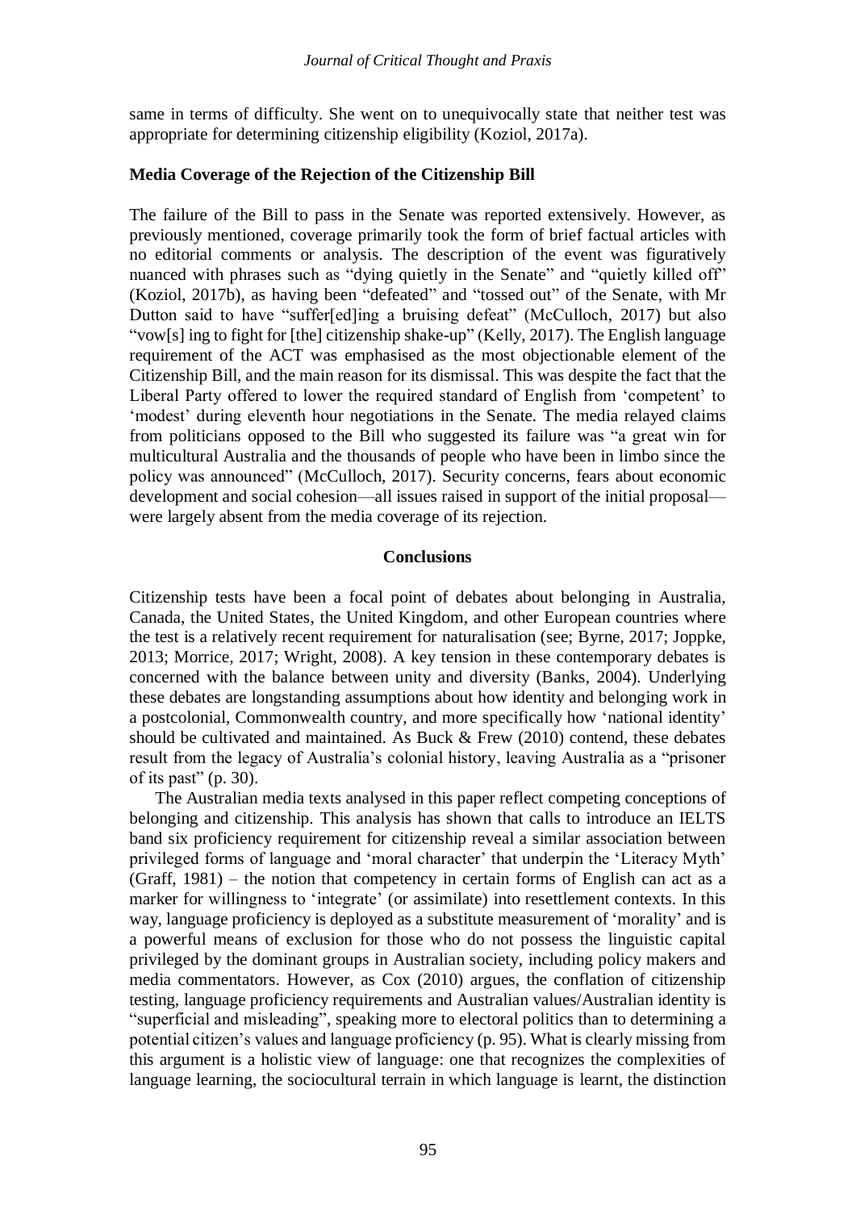same in terms of difficulty. She went on to unequivocally state that neither test was appropriate for determining citizenship eligibility (Koziol, 2017a).

**Media Coverage of the Rejection of the Citizenship Bill**

The failure of the Bill to pass in the Senate was reported extensively. However, as previously mentioned, coverage primarily took the form of brief factual articles with no editorial comments or analysis. The description of the event was figuratively nuanced with phrases such as "dying quietly in the Senate" and "quietly killed off" (Koziol, 2017b), as having been "defeated" and "tossed out" of the Senate, with Mr Dutton said to have "suffer[ed]ing a bruising defeat" (McCulloch, 2017) but also "vow[s] ing to fight for [the] citizenship shake-up" (Kelly, 2017). The English language requirement of the ACT was emphasised as the most objectionable element of the Citizenship Bill, and the main reason for its dismissal. This was despite the fact that the Liberal Party offered to lower the required standard of English from 'competent' to 'modest' during eleventh hour negotiations in the Senate. The media relayed claims from politicians opposed to the Bill who suggested its failure was "a great win for multicultural Australia and the thousands of people who have been in limbo since the policy was announced" (McCulloch, 2017). Security concerns, fears about economic development and social cohesion—all issues raised in support of the initial proposal—were largely absent from the media coverage of its rejection.

## Conclusions

Citizenship tests have been a focal point of debates about belonging in Australia, Canada, the United States, the United Kingdom, and other European countries where the test is a relatively recent requirement for naturalisation (see; Byrne, 2017; Joppke, 2013; Morrice, 2017; Wright, 2008). A key tension in these contemporary debates is concerned with the balance between unity and diversity (Banks, 2004). Underlying these debates are longstanding assumptions about how identity and belonging work in a postcolonial, Commonwealth country, and more specifically how 'national identity' should be cultivated and maintained. As Buck & Frew (2010) contend, these debates result from the legacy of Australia's colonial history, leaving Australia as a "prisoner of its past" (p. 30).

The Australian media texts analysed in this paper reflect competing conceptions of belonging and citizenship. This analysis has shown that calls to introduce an IELTS band six proficiency requirement for citizenship reveal a similar association between privileged forms of language and 'moral character' that underpin the 'Literacy Myth' (Graff, 1981) – the notion that competency in certain forms of English can act as a marker for willingness to 'integrate' (or assimilate) into resettlement contexts. In this way, language proficiency is deployed as a substitute measurement of 'morality' and is a powerful means of exclusion for those who do not possess the linguistic capital privileged by the dominant groups in Australian society, including policy makers and media commentators. However, as Cox (2010) argues, the conflation of citizenship testing, language proficiency requirements and Australian values/Australian identity is "superficial and misleading", speaking more to electoral politics than to determining a potential citizen's values and language proficiency (p. 95). What is clearly missing from this argument is a holistic view of language: one that recognizes the complexities of language learning, the sociocultural terrain in which language is learnt, the distinction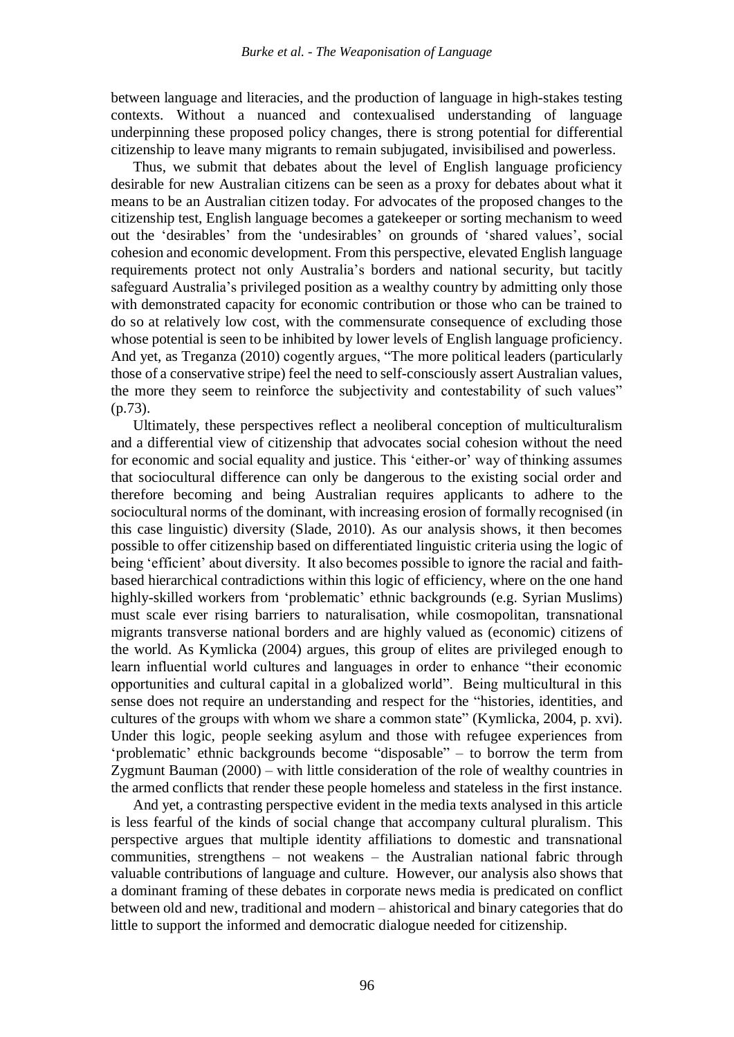between language and literacies, and the production of language in high-stakes testing contexts. Without a nuanced and contexualised understanding of language underpinning these proposed policy changes, there is strong potential for differential citizenship to leave many migrants to remain subjugated, invisibilised and powerless.

Thus, we submit that debates about the level of English language proficiency desirable for new Australian citizens can be seen as a proxy for debates about what it means to be an Australian citizen today. For advocates of the proposed changes to the citizenship test, English language becomes a gatekeeper or sorting mechanism to weed out the 'desirables' from the 'undesirables' on grounds of 'shared values', social cohesion and economic development. From this perspective, elevated English language requirements protect not only Australia's borders and national security, but tacitly safeguard Australia's privileged position as a wealthy country by admitting only those with demonstrated capacity for economic contribution or those who can be trained to do so at relatively low cost, with the commensurate consequence of excluding those whose potential is seen to be inhibited by lower levels of English language proficiency. And yet, as Treganza (2010) cogently argues, "The more political leaders (particularly those of a conservative stripe) feel the need to self-consciously assert Australian values, the more they seem to reinforce the subjectivity and contestability of such values" (p.73).

Ultimately, these perspectives reflect a neoliberal conception of multiculturalism and a differential view of citizenship that advocates social cohesion without the need for economic and social equality and justice. This 'either-or' way of thinking assumes that sociocultural difference can only be dangerous to the existing social order and therefore becoming and being Australian requires applicants to adhere to the sociocultural norms of the dominant, with increasing erosion of formally recognised (in this case linguistic) diversity (Slade, 2010). As our analysis shows, it then becomes possible to offer citizenship based on differentiated linguistic criteria using the logic of being 'efficient' about diversity. It also becomes possible to ignore the racial and faith-based hierarchical contradictions within this logic of efficiency, where on the one hand highly-skilled workers from 'problematic' ethnic backgrounds (e.g. Syrian Muslims) must scale ever rising barriers to naturalisation, while cosmopolitan, transnational migrants transverse national borders and are highly valued as (economic) citizens of the world. As Kymlicka (2004) argues, this group of elites are privileged enough to learn influential world cultures and languages in order to enhance "their economic opportunities and cultural capital in a globalized world". Being multicultural in this sense does not require an understanding and respect for the "histories, identities, and cultures of the groups with whom we share a common state" (Kymlicka, 2004, p. xvi). Under this logic, people seeking asylum and those with refugee experiences from 'problematic' ethnic backgrounds become "disposable" – to borrow the term from Zygmunt Bauman (2000) – with little consideration of the role of wealthy countries in the armed conflicts that render these people homeless and stateless in the first instance.

And yet, a contrasting perspective evident in the media texts analysed in this article is less fearful of the kinds of social change that accompany cultural pluralism. This perspective argues that multiple identity affiliations to domestic and transnational communities, strengthens – not weakens – the Australian national fabric through valuable contributions of language and culture. However, our analysis also shows that a dominant framing of these debates in corporate news media is predicated on conflict between old and new, traditional and modern – ahistorical and binary categories that do little to support the informed and democratic dialogue needed for citizenship.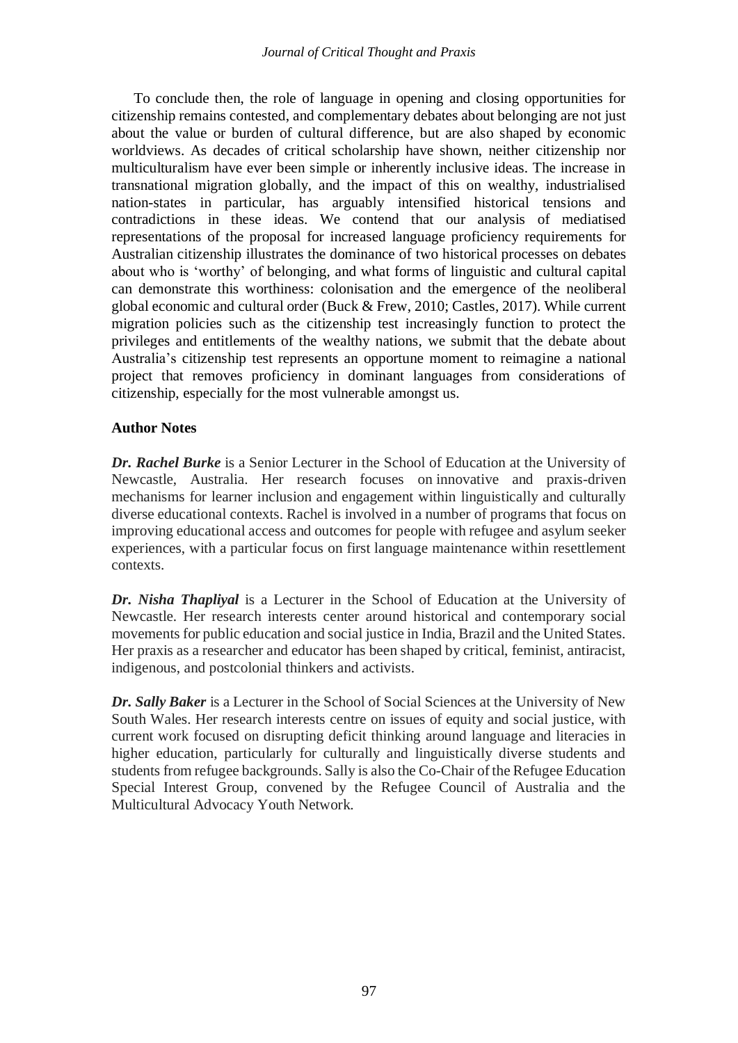To conclude then, the role of language in opening and closing opportunities for citizenship remains contested, and complementary debates about belonging are not just about the value or burden of cultural difference, but are also shaped by economic worldviews. As decades of critical scholarship have shown, neither citizenship nor multiculturalism have ever been simple or inherently inclusive ideas. The increase in transnational migration globally, and the impact of this on wealthy, industrialised nation-states in particular, has arguably intensified historical tensions and contradictions in these ideas. We contend that our analysis of mediatised representations of the proposal for increased language proficiency requirements for Australian citizenship illustrates the dominance of two historical processes on debates about who is 'worthy' of belonging, and what forms of linguistic and cultural capital can demonstrate this worthiness: colonisation and the emergence of the neoliberal global economic and cultural order (Buck & Frew, 2010; Castles, 2017). While current migration policies such as the citizenship test increasingly function to protect the privileges and entitlements of the wealthy nations, we submit that the debate about Australia's citizenship test represents an opportune moment to reimagine a national project that removes proficiency in dominant languages from considerations of citizenship, especially for the most vulnerable amongst us.

## Author Notes

***Dr. Rachel Burke*** is a Senior Lecturer in the School of Education at the University of Newcastle, Australia. Her research focuses on innovative and praxis-driven mechanisms for learner inclusion and engagement within linguistically and culturally diverse educational contexts. Rachel is involved in a number of programs that focus on improving educational access and outcomes for people with refugee and asylum seeker experiences, with a particular focus on first language maintenance within resettlement contexts.

***Dr. Nisha Thapliyal*** is a Lecturer in the School of Education at the University of Newcastle. Her research interests center around historical and contemporary social movements for public education and social justice in India, Brazil and the United States. Her praxis as a researcher and educator has been shaped by critical, feminist, antiracist, indigenous, and postcolonial thinkers and activists.

***Dr. Sally Baker*** is a Lecturer in the School of Social Sciences at the University of New South Wales. Her research interests centre on issues of equity and social justice, with current work focused on disrupting deficit thinking around language and literacies in higher education, particularly for culturally and linguistically diverse students and students from refugee backgrounds. Sally is also the Co-Chair of the Refugee Education Special Interest Group, convened by the Refugee Council of Australia and the Multicultural Advocacy Youth Network.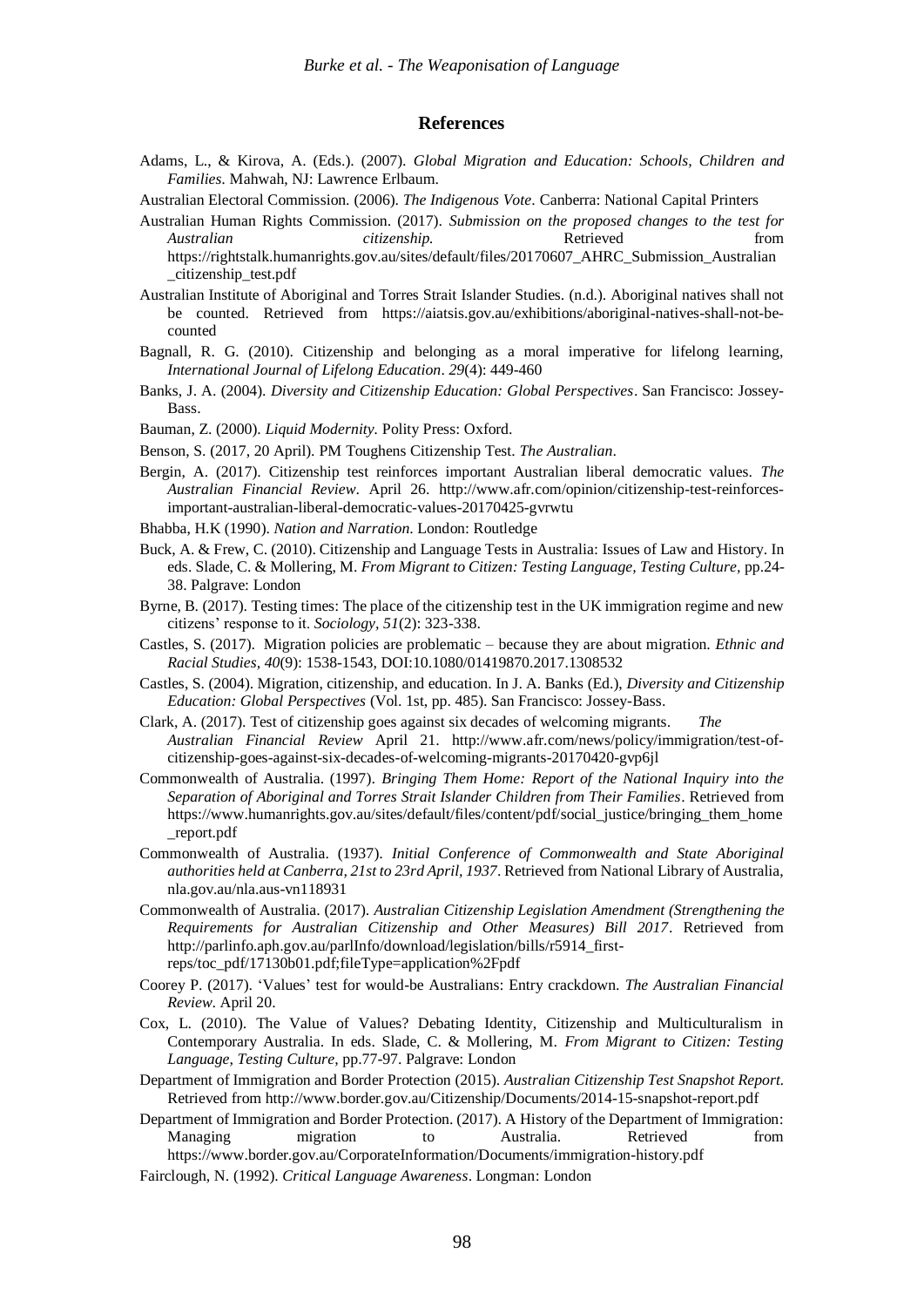## References

Adams, L., & Kirova, A. (Eds.). (2007). *Global Migration and Education: Schools, Children and Families*. Mahwah, NJ: Lawrence Erlbaum.

Australian Electoral Commission. (2006). *The Indigenous Vote*. Canberra: National Capital Printers

Australian Human Rights Commission. (2017). *Submission on the proposed changes to the test for Australian citizenship.* Retrieved from https://rightstalk.humanrights.gov.au/sites/default/files/20170607_AHRC_Submission_Australian_citizenship_test.pdf

Australian Institute of Aboriginal and Torres Strait Islander Studies. (n.d.). Aboriginal natives shall not be counted. Retrieved from https://aiatsis.gov.au/exhibitions/aboriginal-natives-shall-not-be-counted

Bagnall, R. G. (2010). Citizenship and belonging as a moral imperative for lifelong learning, *International Journal of Lifelong Education*. *29*(4): 449-460

Banks, J. A. (2004). *Diversity and Citizenship Education: Global Perspectives*. San Francisco: Jossey-Bass.

Bauman, Z. (2000). *Liquid Modernity*. Polity Press: Oxford.

Benson, S. (2017, 20 April). PM Toughens Citizenship Test. *The Australian*.

Bergin, A. (2017). Citizenship test reinforces important Australian liberal democratic values. *The Australian Financial Review*. April 26. http://www.afr.com/opinion/citizenship-test-reinforces-important-australian-liberal-democratic-values-20170425-gvrwtu

Bhabba, H.K (1990). *Nation and Narration*. London: Routledge

Buck, A. & Frew, C. (2010). Citizenship and Language Tests in Australia: Issues of Law and History. In eds. Slade, C. & Mollering, M. *From Migrant to Citizen: Testing Language, Testing Culture*, pp.24-38. Palgrave: London

Byrne, B. (2017). Testing times: The place of the citizenship test in the UK immigration regime and new citizens' response to it. *Sociology, 51*(2): 323-338.

Castles, S. (2017). Migration policies are problematic – because they are about migration. *Ethnic and Racial Studies, 40*(9): 1538-1543, DOI:10.1080/01419870.2017.1308532

Castles, S. (2004). Migration, citizenship, and education. In J. A. Banks (Ed.), *Diversity and Citizenship Education: Global Perspectives* (Vol. 1st, pp. 485). San Francisco: Jossey-Bass.

Clark, A. (2017). Test of citizenship goes against six decades of welcoming migrants. *The Australian Financial Review* April 21. http://www.afr.com/news/policy/immigration/test-of-citizenship-goes-against-six-decades-of-welcoming-migrants-20170420-gvp6jl

Commonwealth of Australia. (1997). *Bringing Them Home: Report of the National Inquiry into the Separation of Aboriginal and Torres Strait Islander Children from Their Families*. Retrieved from https://www.humanrights.gov.au/sites/default/files/content/pdf/social_justice/bringing_them_home_report.pdf

Commonwealth of Australia. (1937). *Initial Conference of Commonwealth and State Aboriginal authorities held at Canberra, 21st to 23rd April, 1937*. Retrieved from National Library of Australia, nla.gov.au/nla.aus-vn118931

Commonwealth of Australia. (2017). *Australian Citizenship Legislation Amendment (Strengthening the Requirements for Australian Citizenship and Other Measures) Bill 2017*. Retrieved from http://parlinfo.aph.gov.au/parlInfo/download/legislation/bills/r5914_first-reps/toc_pdf/17130b01.pdf;fileType=application%2Fpdf

Coorey P. (2017). 'Values' test for would-be Australians: Entry crackdown. *The Australian Financial Review*. April 20.

Cox, L. (2010). The Value of Values? Debating Identity, Citizenship and Multiculturalism in Contemporary Australia. In eds. Slade, C. & Mollering, M. *From Migrant to Citizen: Testing Language, Testing Culture,* pp.77-97. Palgrave: London

Department of Immigration and Border Protection (2015). *Australian Citizenship Test Snapshot Report.* Retrieved from http://www.border.gov.au/Citizenship/Documents/2014-15-snapshot-report.pdf

Department of Immigration and Border Protection. (2017). A History of the Department of Immigration: Managing migration to Australia. Retrieved from https://www.border.gov.au/CorporateInformation/Documents/immigration-history.pdf

Fairclough, N. (1992). *Critical Language Awareness*. Longman: London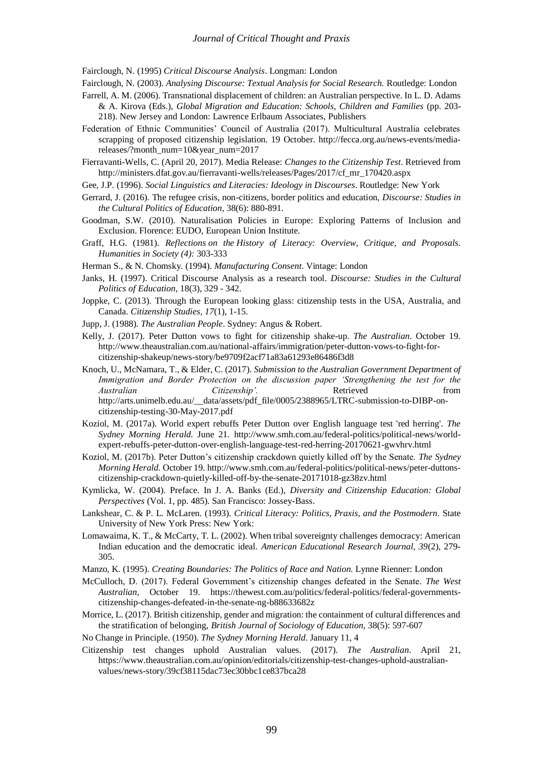Fairclough, N. (1995) *Critical Discourse Analysis*. Longman: London

Fairclough, N. (2003). *Analysing Discourse: Textual Analysis for Social Research.* Routledge: London

Farrell, A. M. (2006). Transnational displacement of children: an Australian perspective. In L. D. Adams & A. Kirova (Eds.), *Global Migration and Education: Schools, Children and Families* (pp. 203-218). New Jersey and London: Lawrence Erlbaum Associates, Publishers

Federation of Ethnic Communities' Council of Australia (2017). Multicultural Australia celebrates scrapping of proposed citizenship legislation. 19 October. http://fecca.org.au/news-events/media-releases/?month_num=10&year_num=2017

Fierravanti-Wells, C. (April 20, 2017). Media Release: *Changes to the Citizenship Test*. Retrieved from http://ministers.dfat.gov.au/fierravanti-wells/releases/Pages/2017/cf_mr_170420.aspx

Gee, J.P. (1996). *Social Linguistics and Literacies: Ideology in Discourses*. Routledge: New York

Gerrard, J. (2016). The refugee crisis, non-citizens, border politics and education, *Discourse: Studies in the Cultural Politics of Education,* 38(6): 880-891.

Goodman, S.W. (2010). Naturalisation Policies in Europe: Exploring Patterns of Inclusion and Exclusion. Florence: EUDO, European Union Institute.

Graff, H.G. (1981). *Reflections on the History of Literacy: Overview, Critique, and Proposals. Humanities in Society (4):* 303-333

Herman S., & N. Chomsky. (1994). *Manufacturing Consent*. Vintage: London

Janks, H. (1997). Critical Discourse Analysis as a research tool. *Discourse: Studies in the Cultural Politics of Education*, 18(3), 329 - 342.

Joppke, C. (2013). Through the European looking glass: citizenship tests in the USA, Australia, and Canada. *Citizenship Studies, 17*(1), 1-15.

Jupp, J. (1988). *The Australian People*. Sydney: Angus & Robert.

Kelly, J. (2017). Peter Dutton vows to fight for citizenship shake-up. *The Australian*. October 19. http://www.theaustralian.com.au/national-affairs/immigration/peter-dutton-vows-to-fight-for-citizenship-shakeup/news-story/be9709f2acf71a83a61293e86486f3d8

Knoch, U., McNamara, T., & Elder, C. (2017). *Submission to the Australian Government Department of Immigration and Border Protection on the discussion paper 'Strengthening the test for the Australian Citizenship'.* Retrieved from http://arts.unimelb.edu.au/__data/assets/pdf_file/0005/2388965/LTRC-submission-to-DIBP-on-citizenship-testing-30-May-2017.pdf

Koziol, M. (2017a). World expert rebuffs Peter Dutton over English language test 'red herring'. *The Sydney Morning Herald.* June 21. http://www.smh.com.au/federal-politics/political-news/world-expert-rebuffs-peter-dutton-over-english-language-test-red-herring-20170621-gwvhrv.html

Koziol, M. (2017b). Peter Dutton's citizenship crackdown quietly killed off by the Senate. *The Sydney Morning Herald.* October 19. http://www.smh.com.au/federal-politics/political-news/peter-duttons-citizenship-crackdown-quietly-killed-off-by-the-senate-20171018-gz38zv.html

Kymlicka, W. (2004). Preface. In J. A. Banks (Ed.), *Diversity and Citizenship Education: Global Perspectives* (Vol. 1, pp. 485). San Francisco: Jossey-Bass.

Lankshear, C. & P. L. McLaren. (1993). *Critical Literacy: Politics, Praxis, and the Postmodern*. State University of New York Press: New York:

Lomawaima, K. T., & McCarty, T. L. (2002). When tribal sovereignty challenges democracy: American Indian education and the democratic ideal. *American Educational Research Journal, 39*(2), 279-305.

Manzo, K. (1995). *Creating Boundaries: The Politics of Race and Nation.* Lynne Rienner: London

McCulloch, D. (2017). Federal Government's citizenship changes defeated in the Senate. *The West Australian*, October 19. https://thewest.com.au/politics/federal-politics/federal-governments-citizenship-changes-defeated-in-the-senate-ng-b88633682z

Morrice, L. (2017). British citizenship, gender and migration: the containment of cultural differences and the stratification of belonging, *British Journal of Sociology of Education,* 38(5): 597-607

No Change in Principle. (1950). *The Sydney Morning Herald*. January 11, 4

Citizenship test changes uphold Australian values. (2017). *The Australian*. April 21, https://www.theaustralian.com.au/opinion/editorials/citizenship-test-changes-uphold-australian-values/news-story/39cf38115dac73ec30bbc1ce837bca28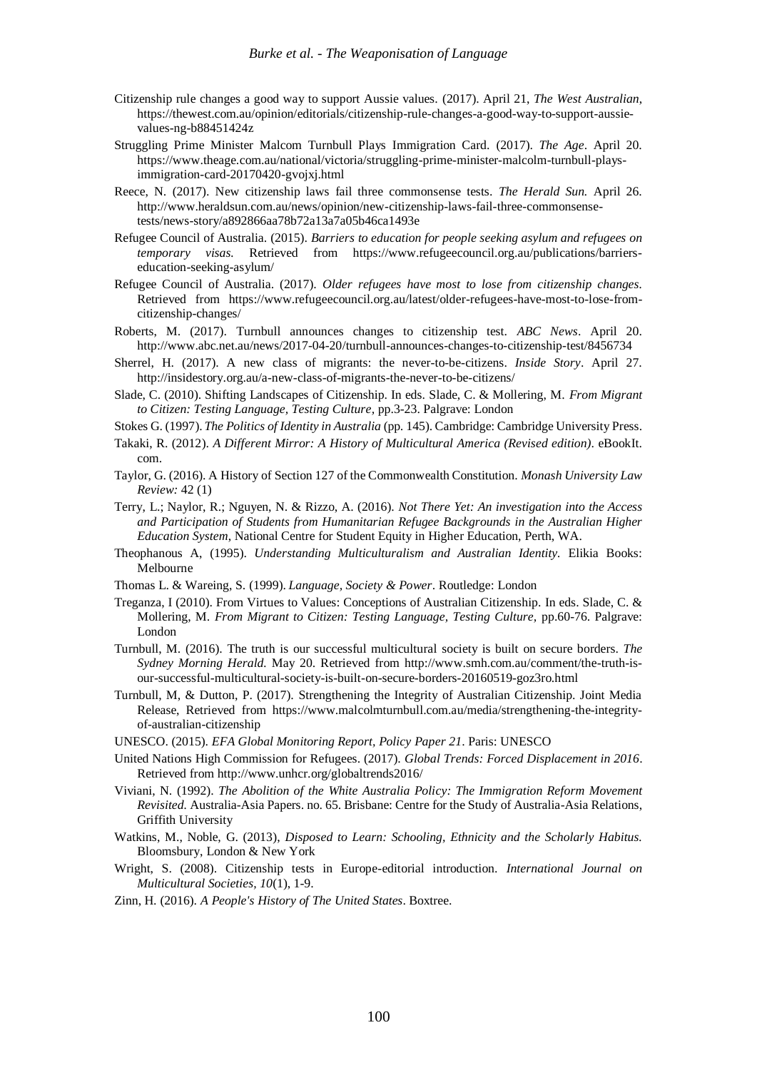Citizenship rule changes a good way to support Aussie values. (2017). April 21, *The West Australian*, https://thewest.com.au/opinion/editorials/citizenship-rule-changes-a-good-way-to-support-aussie-values-ng-b88451424z

Struggling Prime Minister Malcom Turnbull Plays Immigration Card. (2017). *The Age*. April 20. https://www.theage.com.au/national/victoria/struggling-prime-minister-malcolm-turnbull-plays-immigration-card-20170420-gvojxj.html

Reece, N. (2017). New citizenship laws fail three commonsense tests. *The Herald Sun.* April 26. http://www.heraldsun.com.au/news/opinion/new-citizenship-laws-fail-three-commonsense-tests/news-story/a892866aa78b72a13a7a05b46ca1493e

Refugee Council of Australia. (2015). *Barriers to education for people seeking asylum and refugees on temporary visas.* Retrieved from https://www.refugeecouncil.org.au/publications/barriers-education-seeking-asylum/

Refugee Council of Australia. (2017). *Older refugees have most to lose from citizenship changes.* Retrieved from https://www.refugeecouncil.org.au/latest/older-refugees-have-most-to-lose-from-citizenship-changes/

Roberts, M. (2017). Turnbull announces changes to citizenship test. *ABC News*. April 20. http://www.abc.net.au/news/2017-04-20/turnbull-announces-changes-to-citizenship-test/8456734

Sherrel, H. (2017). A new class of migrants: the never-to-be-citizens. *Inside Story*. April 27. http://insidestory.org.au/a-new-class-of-migrants-the-never-to-be-citizens/

Slade, C. (2010). Shifting Landscapes of Citizenship. In eds. Slade, C. & Mollering, M. *From Migrant to Citizen: Testing Language, Testing Culture*, pp.3-23. Palgrave: London

Stokes G. (1997). *The Politics of Identity in Australia* (pp. 145). Cambridge: Cambridge University Press.

Takaki, R. (2012). *A Different Mirror: A History of Multicultural America (Revised edition)*. eBookIt. com.

Taylor, G. (2016). A History of Section 127 of the Commonwealth Constitution. *Monash University Law Review:* 42 (1)

Terry, L.; Naylor, R.; Nguyen, N. & Rizzo, A. (2016). *Not There Yet: An investigation into the Access and Participation of Students from Humanitarian Refugee Backgrounds in the Australian Higher Education System*, National Centre for Student Equity in Higher Education, Perth, WA.

Theophanous A, (1995). *Understanding Multiculturalism and Australian Identity.* Elikia Books: Melbourne

Thomas L. & Wareing, S. (1999). *Language, Society & Power*. Routledge: London

Treganza, I (2010). From Virtues to Values: Conceptions of Australian Citizenship. In eds. Slade, C. & Mollering, M. *From Migrant to Citizen: Testing Language, Testing Culture,* pp.60-76. Palgrave: London

Turnbull, M. (2016). The truth is our successful multicultural society is built on secure borders. *The Sydney Morning Herald.* May 20. Retrieved from http://www.smh.com.au/comment/the-truth-is-our-successful-multicultural-society-is-built-on-secure-borders-20160519-goz3ro.html

Turnbull, M, & Dutton, P. (2017). Strengthening the Integrity of Australian Citizenship. Joint Media Release, Retrieved from https://www.malcolmturnbull.com.au/media/strengthening-the-integrity-of-australian-citizenship

UNESCO. (2015). *EFA Global Monitoring Report, Policy Paper 21*. Paris: UNESCO

United Nations High Commission for Refugees. (2017). *Global Trends: Forced Displacement in 2016*. Retrieved from http://www.unhcr.org/globaltrends2016/

Viviani, N. (1992). *The Abolition of the White Australia Policy: The Immigration Reform Movement Revisited.* Australia-Asia Papers. no. 65. Brisbane: Centre for the Study of Australia-Asia Relations, Griffith University

Watkins, M., Noble, G. (2013), *Disposed to Learn: Schooling, Ethnicity and the Scholarly Habitus.* Bloomsbury, London & New York

Wright, S. (2008). Citizenship tests in Europe-editorial introduction. *International Journal on Multicultural Societies, 10*(1), 1-9.

Zinn, H. (2016). *A People's History of The United States*. Boxtree.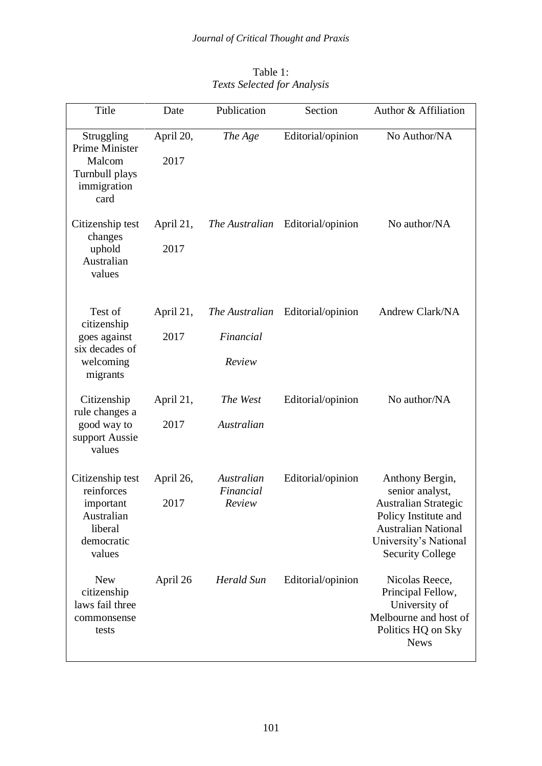Table 1:
*Texts Selected for Analysis*

| Title | Date | Publication | Section | Author & Affiliation |
|---|---|---|---|---|
| Struggling Prime Minister Malcom Turnbull plays immigration card | April 20, 2017 | *The Age* | Editorial/opinion | No Author/NA |
| Citizenship test changes uphold Australian values | April 21, 2017 | *The Australian* | Editorial/opinion | No author/NA |
| Test of citizenship goes against six decades of welcoming migrants | April 21, 2017 | *The Australian Financial Review* | Editorial/opinion | Andrew Clark/NA |
| Citizenship rule changes a good way to support Aussie values | April 21, 2017 | *The West Australian* | Editorial/opinion | No author/NA |
| Citizenship test reinforces important Australian liberal democratic values | April 26, 2017 | *Australian Financial Review* | Editorial/opinion | Anthony Bergin, senior analyst, Australian Strategic Policy Institute and Australian National University's National Security College |
| New citizenship laws fail three commonsense tests | April 26 | *Herald Sun* | Editorial/opinion | Nicolas Reece, Principal Fellow, University of Melbourne and host of Politics HQ on Sky News |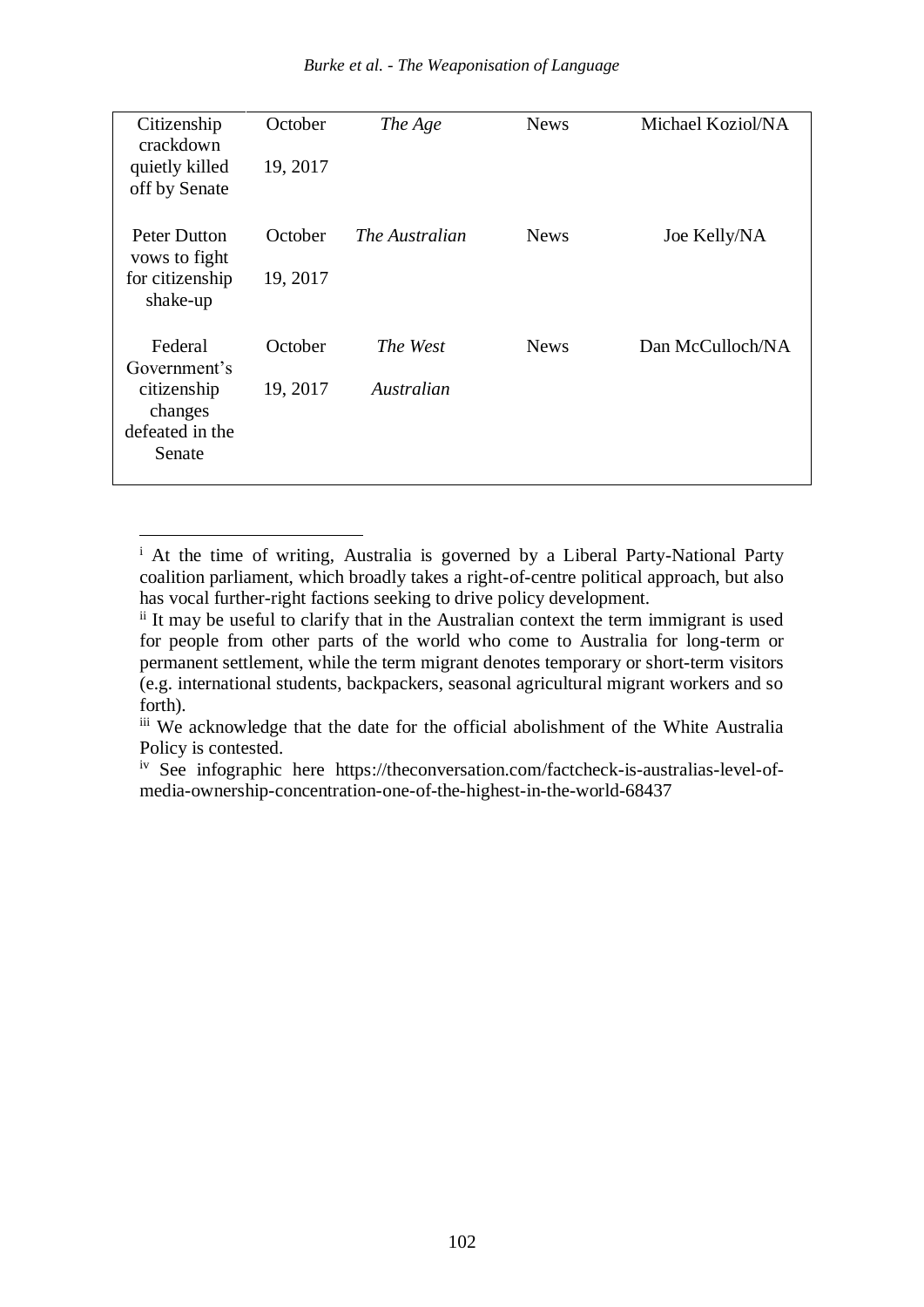| | | | | |
|---|---|---|---|---|
| Citizenship crackdown quietly killed off by Senate | October 19, 2017 | *The Age* | News | Michael Koziol/NA |
| Peter Dutton vows to fight for citizenship shake-up | October 19, 2017 | *The Australian* | News | Joe Kelly/NA |
| Federal Government's citizenship changes defeated in the Senate | October 19, 2017 | *The West Australian* | News | Dan McCulloch/NA |

[i] At the time of writing, Australia is governed by a Liberal Party-National Party coalition parliament, which broadly takes a right-of-centre political approach, but also has vocal further-right factions seeking to drive policy development.

[ii] It may be useful to clarify that in the Australian context the term immigrant is used for people from other parts of the world who come to Australia for long-term or permanent settlement, while the term migrant denotes temporary or short-term visitors (e.g. international students, backpackers, seasonal agricultural migrant workers and so forth).

[iii] We acknowledge that the date for the official abolishment of the White Australia Policy is contested.

[iv] See infographic here https://theconversation.com/factcheck-is-australias-level-of-media-ownership-concentration-one-of-the-highest-in-the-world-68437